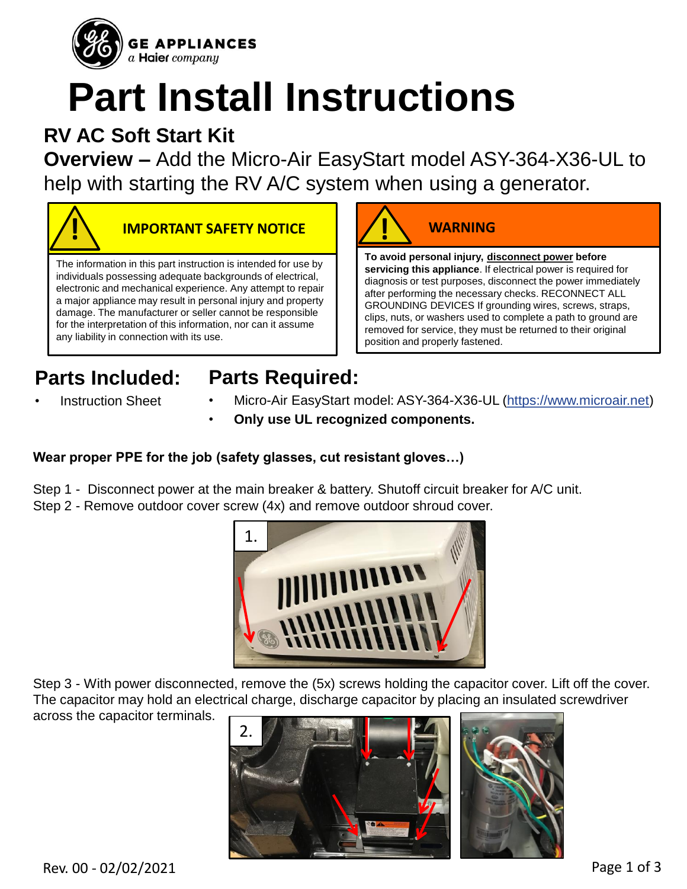GE APPLIANCES
*a Haier company*

# Part Install Instructions

## RV AC Soft Start Kit

**Overview –** Add the Micro-Air EasyStart model ASY-364-X36-UL to help with starting the RV A/C system when using a generator.

**IMPORTANT SAFETY NOTICE**

The information in this part instruction is intended for use by individuals possessing adequate backgrounds of electrical, electronic and mechanical experience. Any attempt to repair a major appliance may result in personal injury and property damage. The manufacturer or seller cannot be responsible for the interpretation of this information, nor can it assume any liability in connection with its use.

**WARNING**

**To avoid personal injury, disconnect power before servicing this appliance**. If electrical power is required for diagnosis or test purposes, disconnect the power immediately after performing the necessary checks. RECONNECT ALL GROUNDING DEVICES If grounding wires, screws, straps, clips, nuts, or washers used to complete a path to ground are removed for service, they must be returned to their original position and properly fastened.

## Parts Included:

- Instruction Sheet

## Parts Required:

- Micro-Air EasyStart model: ASY-364-X36-UL (https://www.microair.net)
- **Only use UL recognized components.**

**Wear proper PPE for the job (safety glasses, cut resistant gloves…)**

Step 1 - Disconnect power at the main breaker & battery. Shutoff circuit breaker for A/C unit.

Step 2 - Remove outdoor cover screw (4x) and remove outdoor shroud cover.

1.

Step 3 - With power disconnected, remove the (5x) screws holding the capacitor cover. Lift off the cover. The capacitor may hold an electrical charge, discharge capacitor by placing an insulated screwdriver across the capacitor terminals.

2.

Rev. 00 - 02/02/2021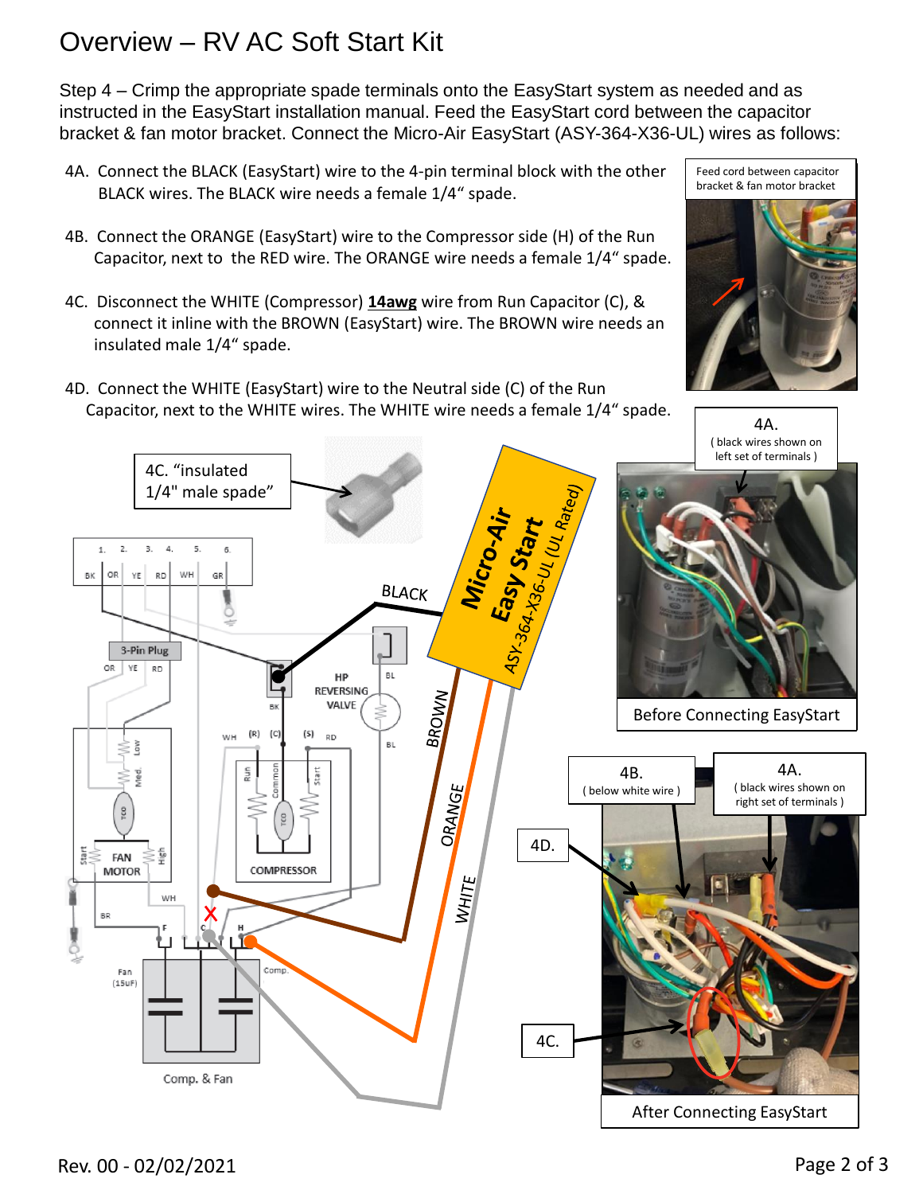# Overview – RV AC Soft Start Kit

Step 4 – Crimp the appropriate spade terminals onto the EasyStart system as needed and as instructed in the EasyStart installation manual. Feed the EasyStart cord between the capacitor bracket & fan motor bracket. Connect the Micro-Air EasyStart (ASY-364-X36-UL) wires as follows:

4A. Connect the BLACK (EasyStart) wire to the 4-pin terminal block with the other BLACK wires. The BLACK wire needs a female 1/4" spade.

4B. Connect the ORANGE (EasyStart) wire to the Compressor side (H) of the Run Capacitor, next to the RED wire. The ORANGE wire needs a female 1/4" spade.

4C. Disconnect the WHITE (Compressor) **14awg** wire from Run Capacitor (C), & connect it inline with the BROWN (EasyStart) wire. The BROWN wire needs an insulated male 1/4" spade.

4D. Connect the WHITE (EasyStart) wire to the Neutral side (C) of the Run Capacitor, next to the WHITE wires. The WHITE wire needs a female 1/4" spade.

Feed cord between capacitor bracket & fan motor bracket

4C. "insulated 1/4" male spade"

4A. ( black wires shown on left set of terminals )

Before Connecting EasyStart

4B. ( below white wire )

4A. ( black wires shown on right set of terminals )

4D.

4C.

After Connecting EasyStart

Rev. 00 - 02/02/2021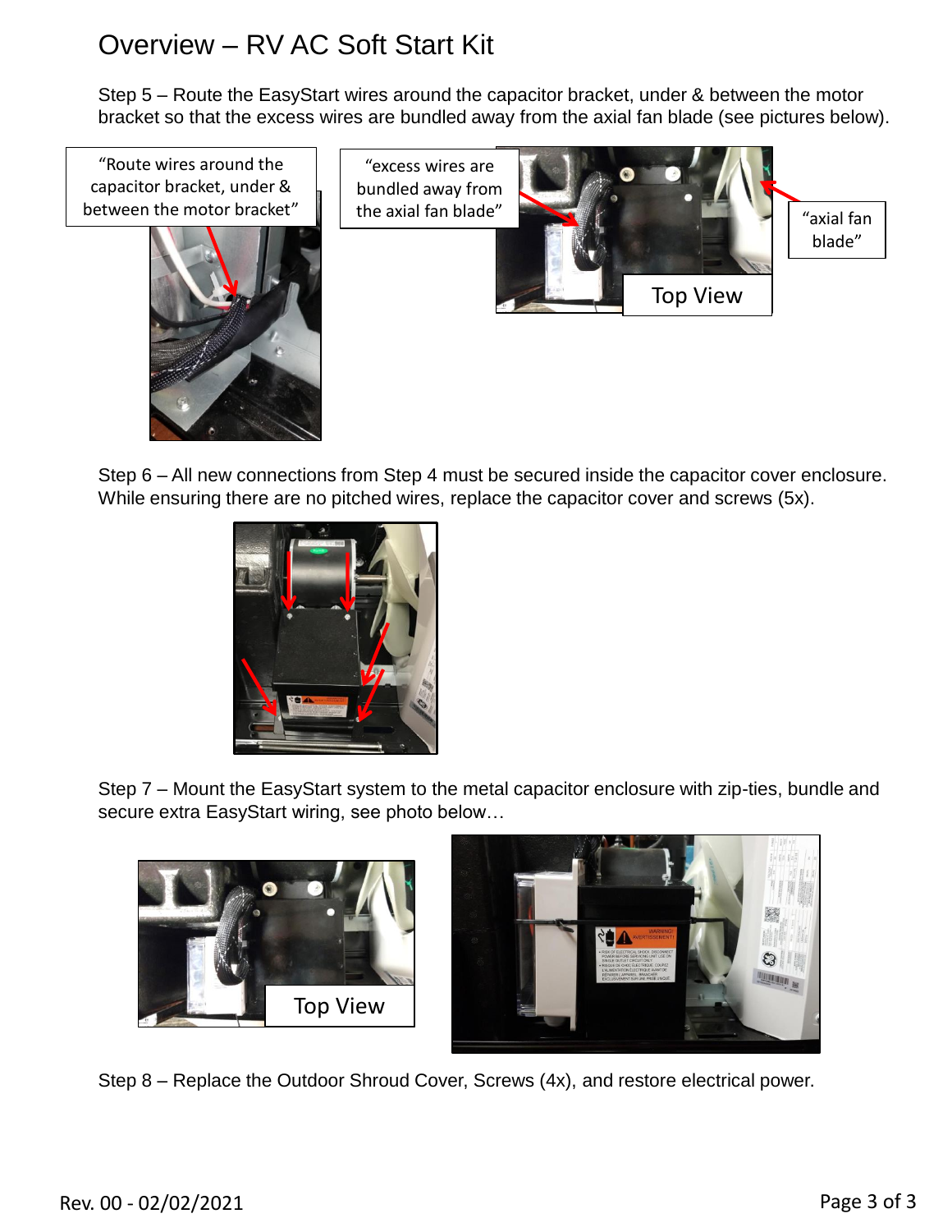# Overview – RV AC Soft Start Kit

Step 5 – Route the EasyStart wires around the capacitor bracket, under & between the motor bracket so that the excess wires are bundled away from the axial fan blade (see pictures below).

"Route wires around the capacitor bracket, under & between the motor bracket"

"excess wires are bundled away from the axial fan blade"

Top View

"axial fan blade"

Step 6 – All new connections from Step 4 must be secured inside the capacitor cover enclosure. While ensuring there are no pitched wires, replace the capacitor cover and screws (5x).

Step 7 – Mount the EasyStart system to the metal capacitor enclosure with zip-ties, bundle and secure extra EasyStart wiring, see photo below…

Top View

Step 8 – Replace the Outdoor Shroud Cover, Screws (4x), and restore electrical power.

Rev. 00 - 02/02/2021